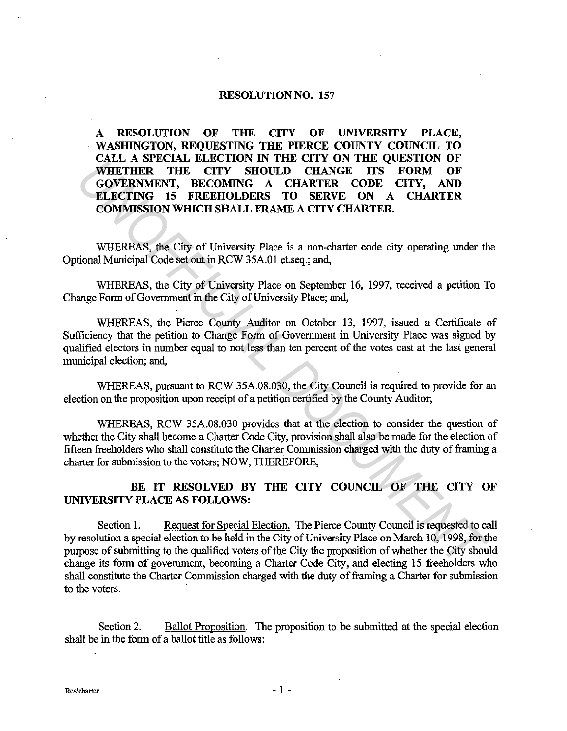# RESOLUTION NO. 157

**A RESOLUTION OF THE CITY OF UNIVERSITY PLACE, WASHINGTON, REQUESTING THE PIERCE COUNTY COUNCIL TO CALL A SPECIAL ELECTION IN THE CITY ON THE QUESTION OF WHETHER THE CITY SHOULD CHANGE ITS FORM OF GOVERNMENT, BECOMING A CHARTER CODE CITY, AND ELECTING 15 FREEHOLDERS TO SERVE ON A CHARTER COMMISSION WHICH SHALL FRAME A CITY CHARTER.**

WHEREAS, the City of University Place is a non-charter code city operating under the Optional Municipal Code set out in RCW 35A.01 et.seq.; and,

WHEREAS, the City of University Place on September 16, 1997, received a petition To Change Form of Government in the City of University Place; and,

WHEREAS, the Pierce County Auditor on October 13, 1997, issued a Certificate of Sufficiency that the petition to Change Form of Government in University Place was signed by qualified electors in number equal to not less than ten percent of the votes cast at the last general municipal election; and,

WHEREAS, pursuant to RCW 35A.08.030, the City Council is required to provide for an election on the proposition upon receipt of a petition certified by the County Auditor;

WHEREAS, RCW 35A.08.030 provides that at the election to consider the question of whether the City shall become a Charter Code City, provision shall also be made for the election of fifteen freeholders who shall constitute the Charter Commission charged with the duty of framing a charter for submission to the voters; NOW, THEREFORE,

**BE IT RESOLVED BY THE CITY COUNCIL OF THE CITY OF UNIVERSITY PLACE AS FOLLOWS:**

Section 1. Request for Special Election. The Pierce County Council is requested to call by resolution a special election to be held in the City of University Place on March 10, 1998, for the purpose of submitting to the qualified voters of the City the proposition of whether the City should change its form of government, becoming a Charter Code City, and electing 15 freeholders who shall constitute the Charter Commission charged with the duty of framing a Charter for submission to the voters.

Section 2. Ballot Proposition. The proposition to be submitted at the special election shall be in the form of a ballot title as follows: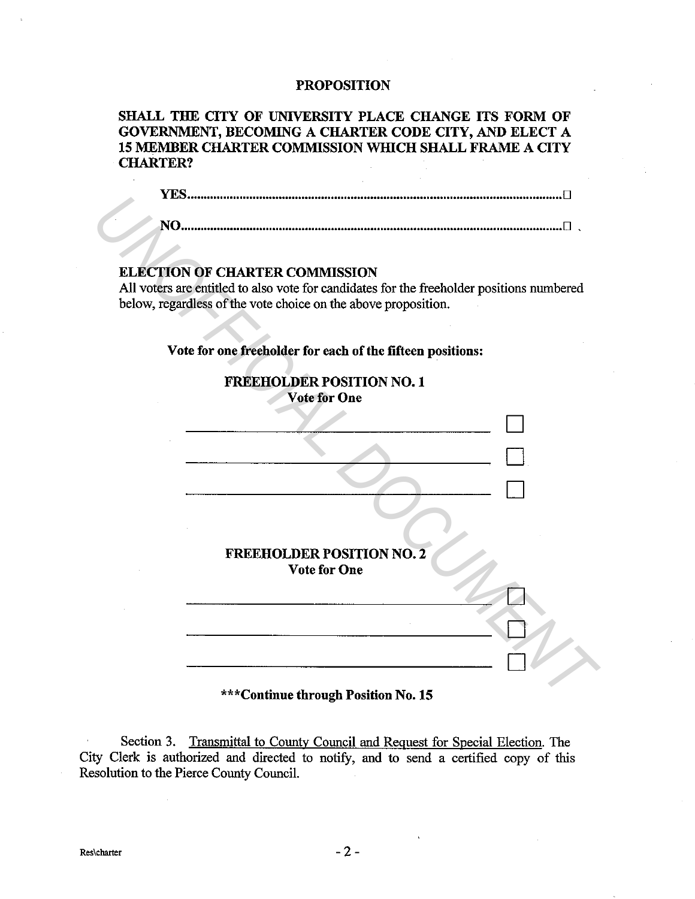**PROPOSITION**

**SHALL THE CITY OF UNIVERSITY PLACE CHANGE ITS FORM OF GOVERNMENT, BECOMING A CHARTER CODE CITY, AND ELECT A 15 MEMBER CHARTER COMMISSION WHICH SHALL FRAME A CITY CHARTER?**

**YES**.................................................................................................................☐

**NO**..................................................................................................................☐

**ELECTION OF CHARTER COMMISSION**

All voters are entitled to also vote for candidates for the freeholder positions numbered below, regardless of the vote choice on the above proposition.

**Vote for one freeholder for each of the fifteen positions:**

**FREEHOLDER POSITION NO. 1**
**Vote for One**

\_\_\_\_\_\_\_\_\_\_\_\_\_\_\_\_\_\_\_\_\_\_\_\_\_\_\_\_\_\_\_\_\_\_\_\_ ☐

\_\_\_\_\_\_\_\_\_\_\_\_\_\_\_\_\_\_\_\_\_\_\_\_\_\_\_\_\_\_\_\_\_\_\_\_ ☐

\_\_\_\_\_\_\_\_\_\_\_\_\_\_\_\_\_\_\_\_\_\_\_\_\_\_\_\_\_\_\_\_\_\_\_\_ ☐

**FREEHOLDER POSITION NO. 2**
**Vote for One**

\_\_\_\_\_\_\_\_\_\_\_\_\_\_\_\_\_\_\_\_\_\_\_\_\_\_\_\_\_\_\_\_\_\_\_\_ ☐

\_\_\_\_\_\_\_\_\_\_\_\_\_\_\_\_\_\_\_\_\_\_\_\_\_\_\_\_\_\_\_\_\_\_\_\_ ☐

\_\_\_\_\_\_\_\_\_\_\_\_\_\_\_\_\_\_\_\_\_\_\_\_\_\_\_\_\_\_\_\_\_\_\_\_ ☐

**\*\*\*Continue through Position No. 15**

Section 3. Transmittal to County Council and Request for Special Election. The City Clerk is authorized and directed to notify, and to send a certified copy of this Resolution to the Pierce County Council.

Res\charter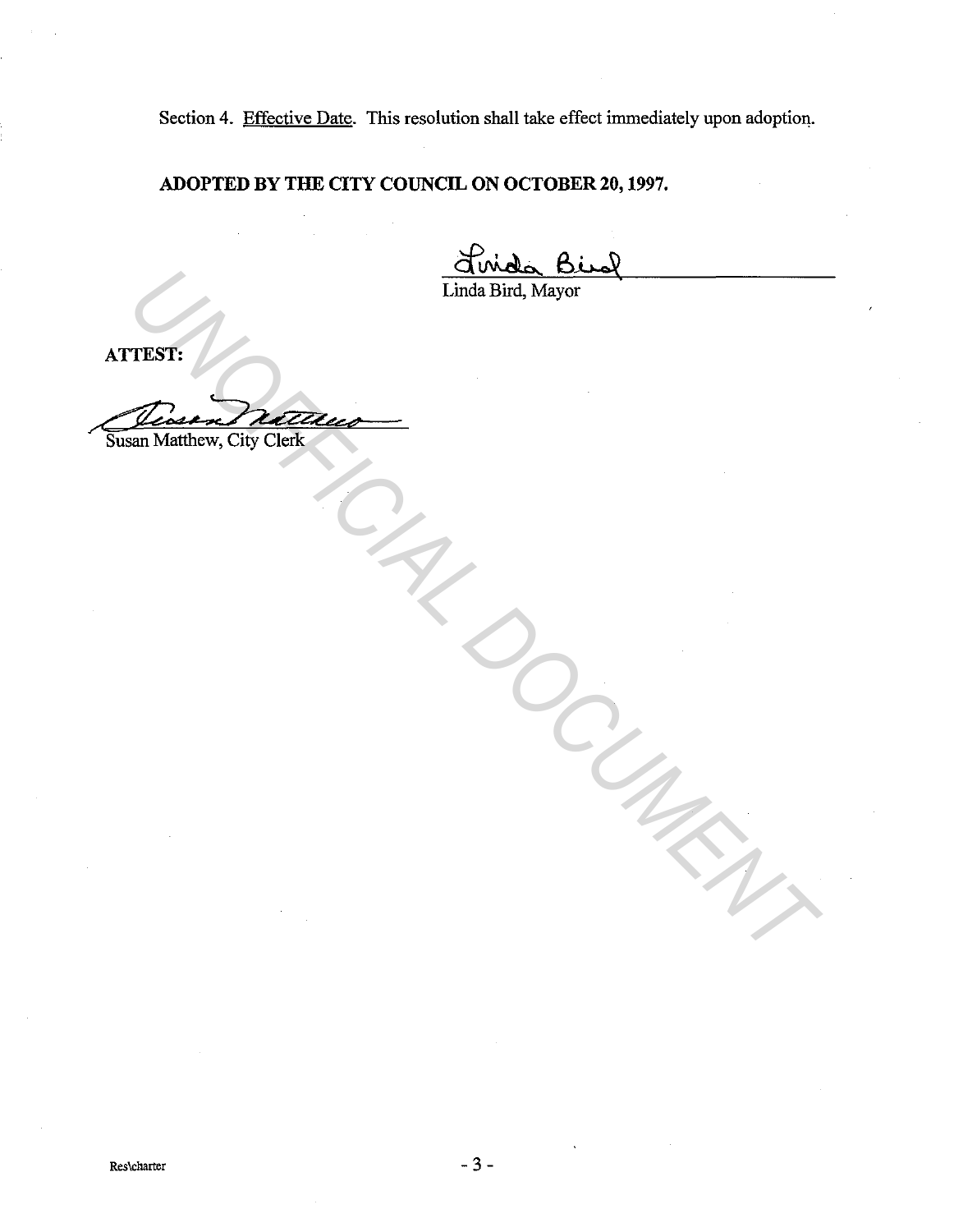Section 4. Effective Date. This resolution shall take effect immediately upon adoption.

**ADOPTED BY THE CITY COUNCIL ON OCTOBER 20, 1997.**

Linda Bird

Linda Bird, Mayor

**ATTEST:**

Susan Matthew

Susan Matthew, City Clerk

UNOFFICIAL DOCUMENT

Res\charter